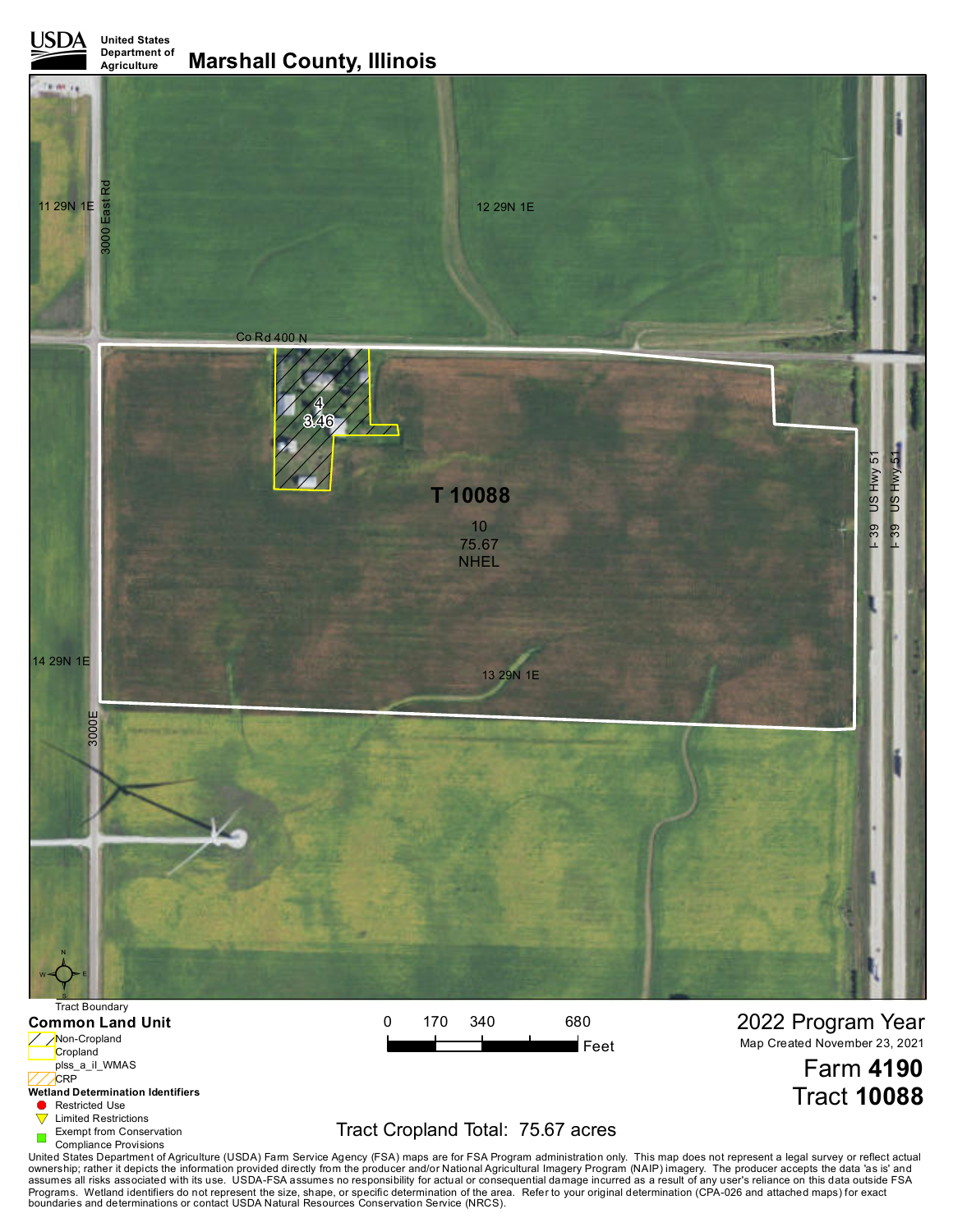USDA United States Department of Agriculture

# Marshall County, Illinois

11 29N 1E

3000 East Rd

12 29N 1E

Co Rd 400 N

4
3.46

T 10088

10
75.67
NHEL

I-39 US Hwy 51

I-39 US Hwy 51

14 29N 1E

13 29N 1E

3000E

Tract Boundary

**Common Land Unit**

- Non-Cropland
- Cropland
- plss_a_il_WMAS
- CRP

**Wetland Determination Identifiers**

- Restricted Use
- Limited Restrictions
- Exempt from Conservation Compliance Provisions

0 170 340 680 Feet

Tract Cropland Total: 75.67 acres

2022 Program Year

Map Created November 23, 2021

Farm **4190**

Tract **10088**

United States Department of Agriculture (USDA) Farm Service Agency (FSA) maps are for FSA Program administration only. This map does not represent a legal survey or reflect actual ownership; rather it depicts the information provided directly from the producer and/or National Agricultural Imagery Program (NAIP) imagery. The producer accepts the data 'as is' and assumes all risks associated with its use. USDA-FSA assumes no responsibility for actual or consequential damage incurred as a result of any user's reliance on this data outside FSA Programs. Wetland identifiers do not represent the size, shape, or specific determination of the area. Refer to your original determination (CPA-026 and attached maps) for exact boundaries and determinations or contact USDA Natural Resources Conservation Service (NRCS).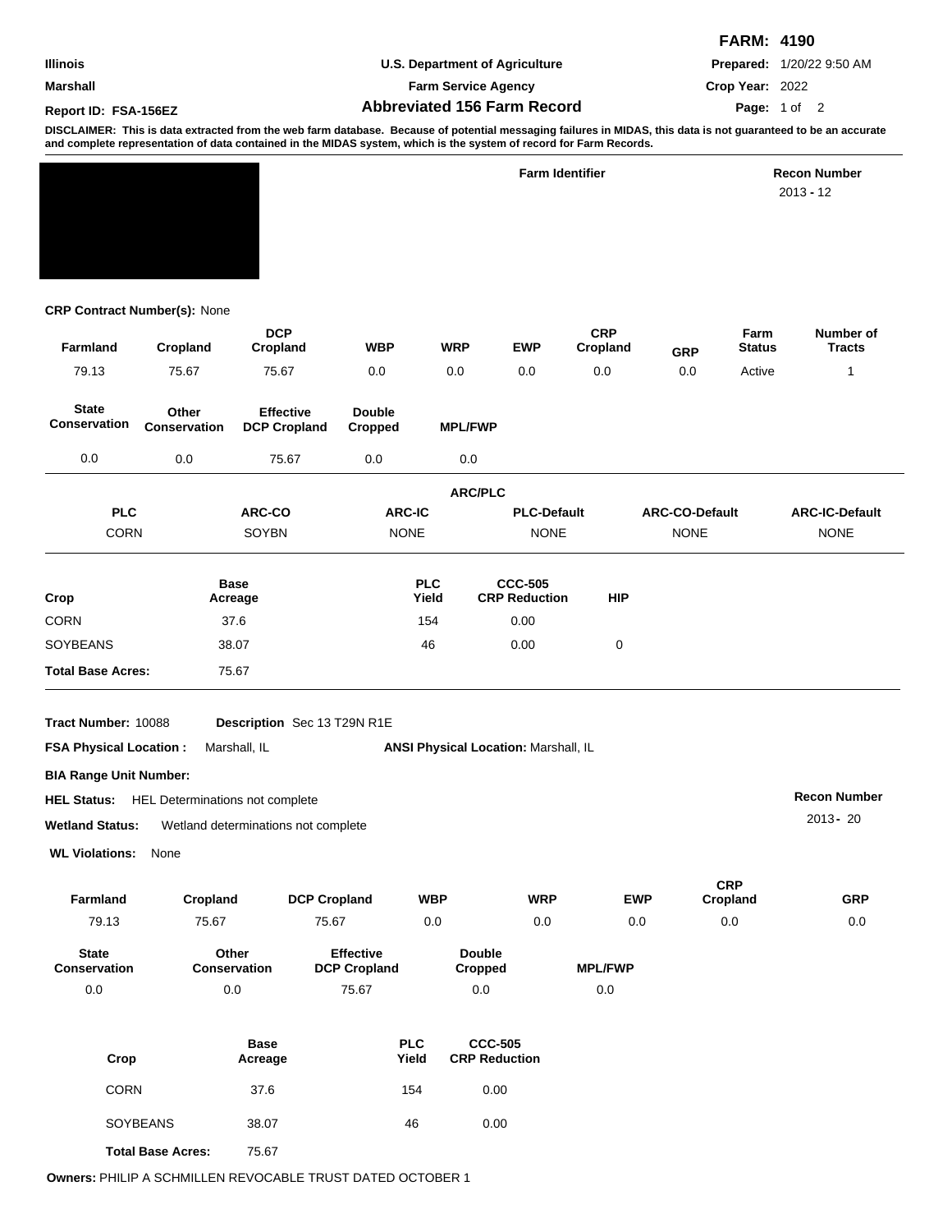**FARM: 4190**

| | | |
|---|---|---|
| Illinois | U.S. Department of Agriculture | **Prepared:** 1/20/22 9:50 AM |
| Marshall | Farm Service Agency | **Crop Year:** 2022 |
| Report ID: FSA-156EZ | **Abbreviated 156 Farm Record** | |

**DISCLAIMER: This is data extracted from the web farm database. Because of potential messaging failures in MIDAS, this data is not guaranteed to be an accurate and complete representation of data contained in the MIDAS system, which is the system of record for Farm Records.**

**Farm Identifier**

**Recon Number**
2013 - 12

**CRP Contract Number(s):** None

| Farmland | Cropland | DCP Cropland | WBP | WRP | EWP | CRP Cropland | GRP | Farm Status | Number of Tracts |
|---|---|---|---|---|---|---|---|---|---|
| 79.13 | 75.67 | 75.67 | 0.0 | 0.0 | 0.0 | 0.0 | 0.0 | Active | 1 |

| State Conservation | Other Conservation | Effective DCP Cropland | Double Cropped | MPL/FWP |
|---|---|---|---|---|
| 0.0 | 0.0 | 75.67 | 0.0 | 0.0 |

**ARC/PLC**

| PLC | ARC-CO | ARC-IC | PLC-Default | ARC-CO-Default | ARC-IC-Default |
|---|---|---|---|---|---|
| CORN | SOYBN | NONE | NONE | NONE | NONE |

| Crop | Base Acreage | PLC Yield | CCC-505 CRP Reduction | HIP |
|---|---|---|---|---|
| CORN | 37.6 | 154 | 0.00 | |
| SOYBEANS | 38.07 | 46 | 0.00 | 0 |
| **Total Base Acres:** | 75.67 | | | |

**Tract Number:** 10088 **Description** Sec 13 T29N R1E

**FSA Physical Location :** Marshall, IL **ANSI Physical Location:** Marshall, IL

**BIA Range Unit Number:**

**HEL Status:** HEL Determinations not complete

**Wetland Status:** Wetland determinations not complete

**WL Violations:** None

**Recon Number**
2013 - 20

| Farmland | Cropland | DCP Cropland | WBP | WRP | EWP | CRP Cropland | GRP |
|---|---|---|---|---|---|---|---|
| 79.13 | 75.67 | 75.67 | 0.0 | 0.0 | 0.0 | 0.0 | 0.0 |

| State Conservation | Other Conservation | Effective DCP Cropland | Double Cropped | MPL/FWP |
|---|---|---|---|---|
| 0.0 | 0.0 | 75.67 | 0.0 | 0.0 |

| Crop | Base Acreage | PLC Yield | CCC-505 CRP Reduction |
|---|---|---|---|
| CORN | 37.6 | 154 | 0.00 |
| SOYBEANS | 38.07 | 46 | 0.00 |
| **Total Base Acres:** | 75.67 | | |

**Owners:** PHILIP A SCHMILLEN REVOCABLE TRUST DATED OCTOBER 1